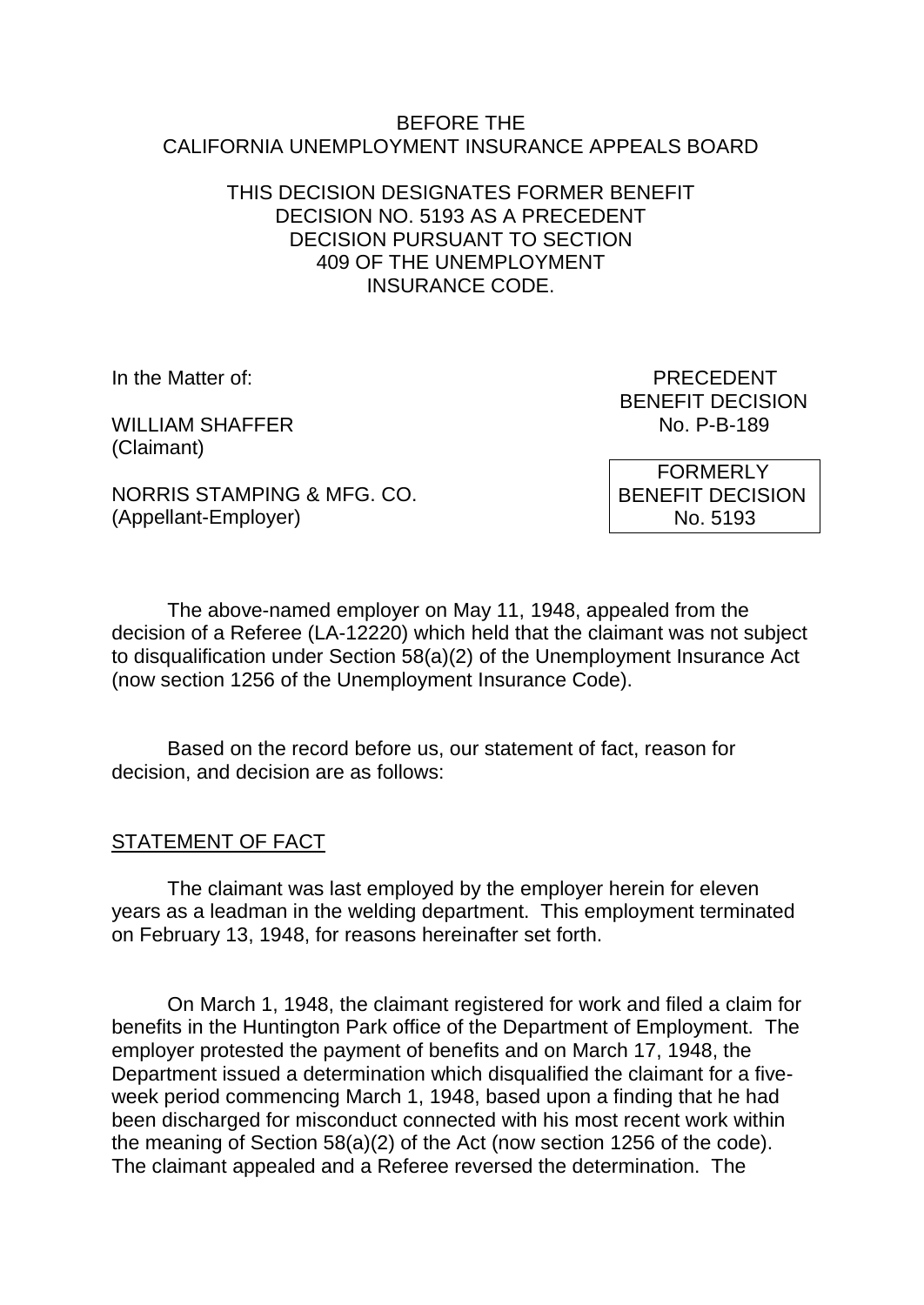BEFORE THE
CALIFORNIA UNEMPLOYMENT INSURANCE APPEALS BOARD

THIS DECISION DESIGNATES FORMER BENEFIT DECISION NO. 5193 AS A PRECEDENT DECISION PURSUANT TO SECTION 409 OF THE UNEMPLOYMENT INSURANCE CODE.

In the Matter of:

WILLIAM SHAFFER
(Claimant)

NORRIS STAMPING & MFG. CO.
(Appellant-Employer)

PRECEDENT
BENEFIT DECISION
No. P-B-189

FORMERLY
BENEFIT DECISION
No. 5193

The above-named employer on May 11, 1948, appealed from the decision of a Referee (LA-12220) which held that the claimant was not subject to disqualification under Section 58(a)(2) of the Unemployment Insurance Act (now section 1256 of the Unemployment Insurance Code).

Based on the record before us, our statement of fact, reason for decision, and decision are as follows:

## STATEMENT OF FACT

The claimant was last employed by the employer herein for eleven years as a leadman in the welding department. This employment terminated on February 13, 1948, for reasons hereinafter set forth.

On March 1, 1948, the claimant registered for work and filed a claim for benefits in the Huntington Park office of the Department of Employment. The employer protested the payment of benefits and on March 17, 1948, the Department issued a determination which disqualified the claimant for a five-week period commencing March 1, 1948, based upon a finding that he had been discharged for misconduct connected with his most recent work within the meaning of Section 58(a)(2) of the Act (now section 1256 of the code). The claimant appealed and a Referee reversed the determination. The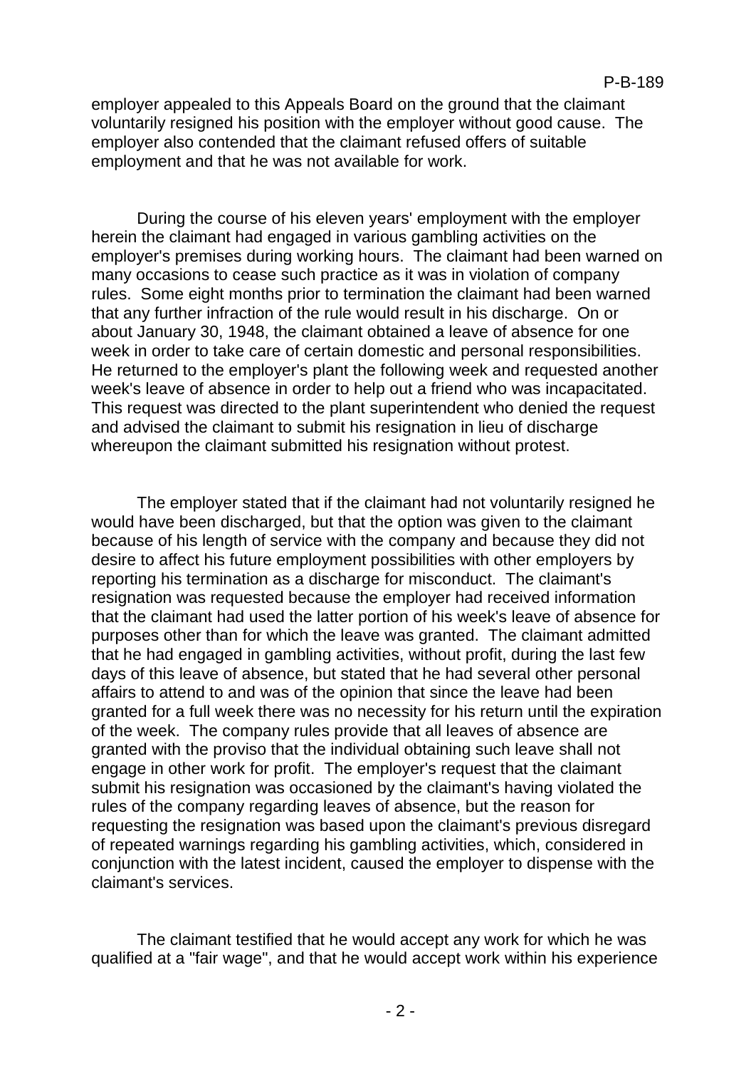employer appealed to this Appeals Board on the ground that the claimant voluntarily resigned his position with the employer without good cause. The employer also contended that the claimant refused offers of suitable employment and that he was not available for work.

During the course of his eleven years' employment with the employer herein the claimant had engaged in various gambling activities on the employer's premises during working hours. The claimant had been warned on many occasions to cease such practice as it was in violation of company rules. Some eight months prior to termination the claimant had been warned that any further infraction of the rule would result in his discharge. On or about January 30, 1948, the claimant obtained a leave of absence for one week in order to take care of certain domestic and personal responsibilities. He returned to the employer's plant the following week and requested another week's leave of absence in order to help out a friend who was incapacitated. This request was directed to the plant superintendent who denied the request and advised the claimant to submit his resignation in lieu of discharge whereupon the claimant submitted his resignation without protest.

The employer stated that if the claimant had not voluntarily resigned he would have been discharged, but that the option was given to the claimant because of his length of service with the company and because they did not desire to affect his future employment possibilities with other employers by reporting his termination as a discharge for misconduct. The claimant's resignation was requested because the employer had received information that the claimant had used the latter portion of his week's leave of absence for purposes other than for which the leave was granted. The claimant admitted that he had engaged in gambling activities, without profit, during the last few days of this leave of absence, but stated that he had several other personal affairs to attend to and was of the opinion that since the leave had been granted for a full week there was no necessity for his return until the expiration of the week. The company rules provide that all leaves of absence are granted with the proviso that the individual obtaining such leave shall not engage in other work for profit. The employer's request that the claimant submit his resignation was occasioned by the claimant's having violated the rules of the company regarding leaves of absence, but the reason for requesting the resignation was based upon the claimant's previous disregard of repeated warnings regarding his gambling activities, which, considered in conjunction with the latest incident, caused the employer to dispense with the claimant's services.

The claimant testified that he would accept any work for which he was qualified at a "fair wage", and that he would accept work within his experience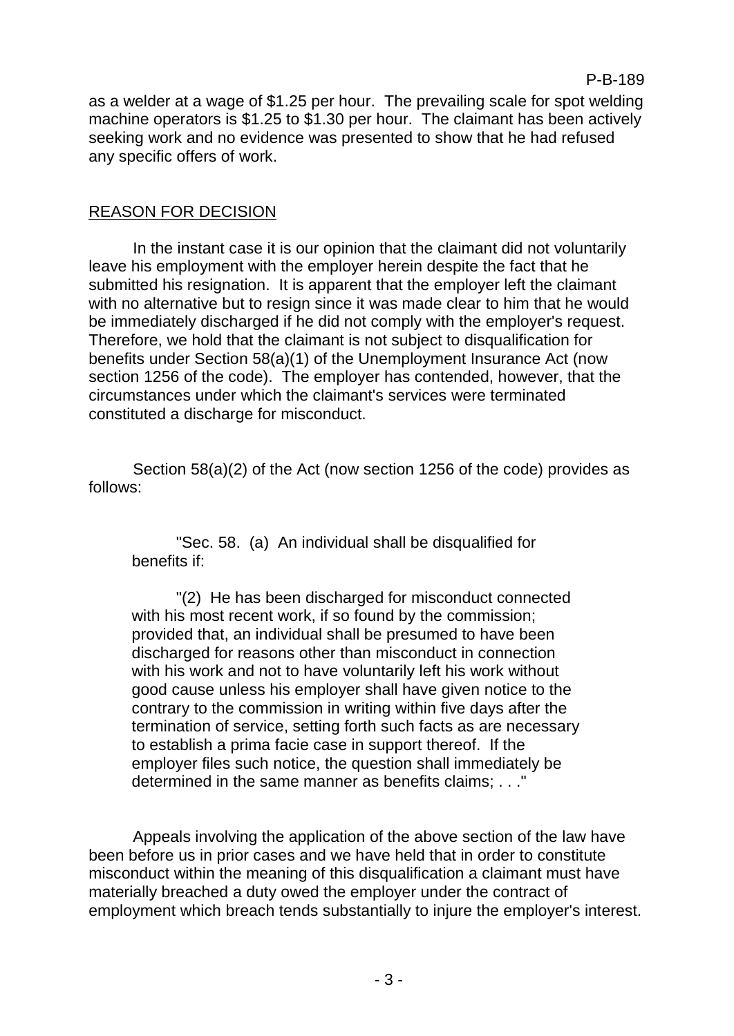as a welder at a wage of $1.25 per hour. The prevailing scale for spot welding machine operators is $1.25 to $1.30 per hour. The claimant has been actively seeking work and no evidence was presented to show that he had refused any specific offers of work.

## REASON FOR DECISION

In the instant case it is our opinion that the claimant did not voluntarily leave his employment with the employer herein despite the fact that he submitted his resignation. It is apparent that the employer left the claimant with no alternative but to resign since it was made clear to him that he would be immediately discharged if he did not comply with the employer's request. Therefore, we hold that the claimant is not subject to disqualification for benefits under Section 58(a)(1) of the Unemployment Insurance Act (now section 1256 of the code). The employer has contended, however, that the circumstances under which the claimant's services were terminated constituted a discharge for misconduct.

Section 58(a)(2) of the Act (now section 1256 of the code) provides as follows:

> "Sec. 58. (a) An individual shall be disqualified for benefits if:
>
> "(2) He has been discharged for misconduct connected with his most recent work, if so found by the commission; provided that, an individual shall be presumed to have been discharged for reasons other than misconduct in connection with his work and not to have voluntarily left his work without good cause unless his employer shall have given notice to the contrary to the commission in writing within five days after the termination of service, setting forth such facts as are necessary to establish a prima facie case in support thereof. If the employer files such notice, the question shall immediately be determined in the same manner as benefits claims; . . ."

Appeals involving the application of the above section of the law have been before us in prior cases and we have held that in order to constitute misconduct within the meaning of this disqualification a claimant must have materially breached a duty owed the employer under the contract of employment which breach tends substantially to injure the employer's interest.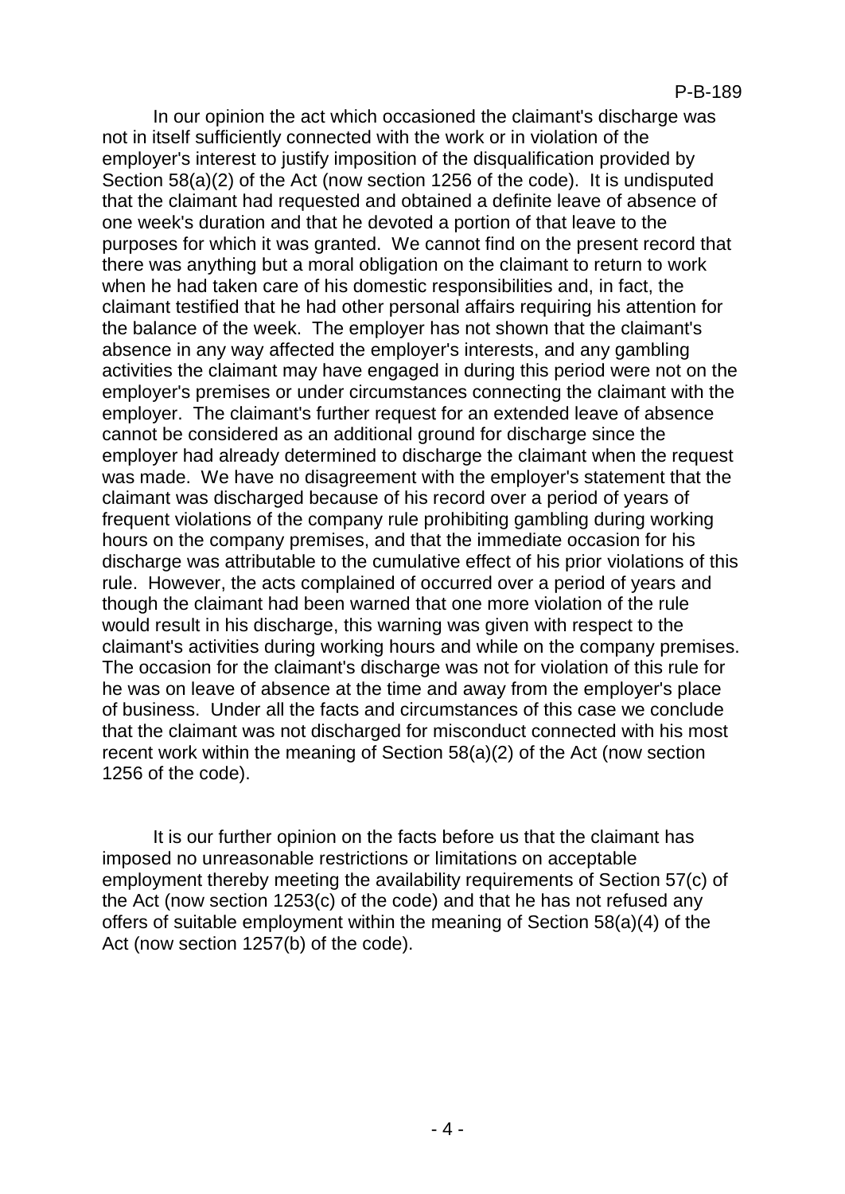In our opinion the act which occasioned the claimant's discharge was not in itself sufficiently connected with the work or in violation of the employer's interest to justify imposition of the disqualification provided by Section 58(a)(2) of the Act (now section 1256 of the code). It is undisputed that the claimant had requested and obtained a definite leave of absence of one week's duration and that he devoted a portion of that leave to the purposes for which it was granted. We cannot find on the present record that there was anything but a moral obligation on the claimant to return to work when he had taken care of his domestic responsibilities and, in fact, the claimant testified that he had other personal affairs requiring his attention for the balance of the week. The employer has not shown that the claimant's absence in any way affected the employer's interests, and any gambling activities the claimant may have engaged in during this period were not on the employer's premises or under circumstances connecting the claimant with the employer. The claimant's further request for an extended leave of absence cannot be considered as an additional ground for discharge since the employer had already determined to discharge the claimant when the request was made. We have no disagreement with the employer's statement that the claimant was discharged because of his record over a period of years of frequent violations of the company rule prohibiting gambling during working hours on the company premises, and that the immediate occasion for his discharge was attributable to the cumulative effect of his prior violations of this rule. However, the acts complained of occurred over a period of years and though the claimant had been warned that one more violation of the rule would result in his discharge, this warning was given with respect to the claimant's activities during working hours and while on the company premises. The occasion for the claimant's discharge was not for violation of this rule for he was on leave of absence at the time and away from the employer's place of business. Under all the facts and circumstances of this case we conclude that the claimant was not discharged for misconduct connected with his most recent work within the meaning of Section 58(a)(2) of the Act (now section 1256 of the code).

It is our further opinion on the facts before us that the claimant has imposed no unreasonable restrictions or limitations on acceptable employment thereby meeting the availability requirements of Section 57(c) of the Act (now section 1253(c) of the code) and that he has not refused any offers of suitable employment within the meaning of Section 58(a)(4) of the Act (now section 1257(b) of the code).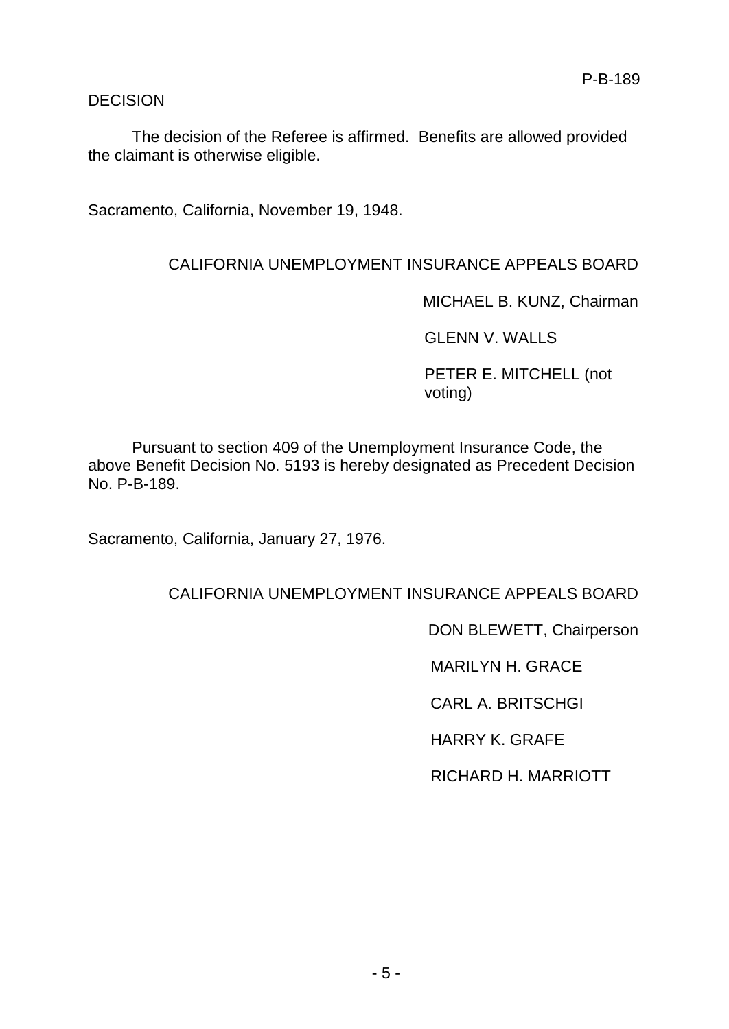DECISION

The decision of the Referee is affirmed. Benefits are allowed provided the claimant is otherwise eligible.

Sacramento, California, November 19, 1948.

CALIFORNIA UNEMPLOYMENT INSURANCE APPEALS BOARD

MICHAEL B. KUNZ, Chairman

GLENN V. WALLS

PETER E. MITCHELL (not voting)

Pursuant to section 409 of the Unemployment Insurance Code, the above Benefit Decision No. 5193 is hereby designated as Precedent Decision No. P-B-189.

Sacramento, California, January 27, 1976.

CALIFORNIA UNEMPLOYMENT INSURANCE APPEALS BOARD

DON BLEWETT, Chairperson

MARILYN H. GRACE

CARL A. BRITSCHGI

HARRY K. GRAFE

RICHARD H. MARRIOTT